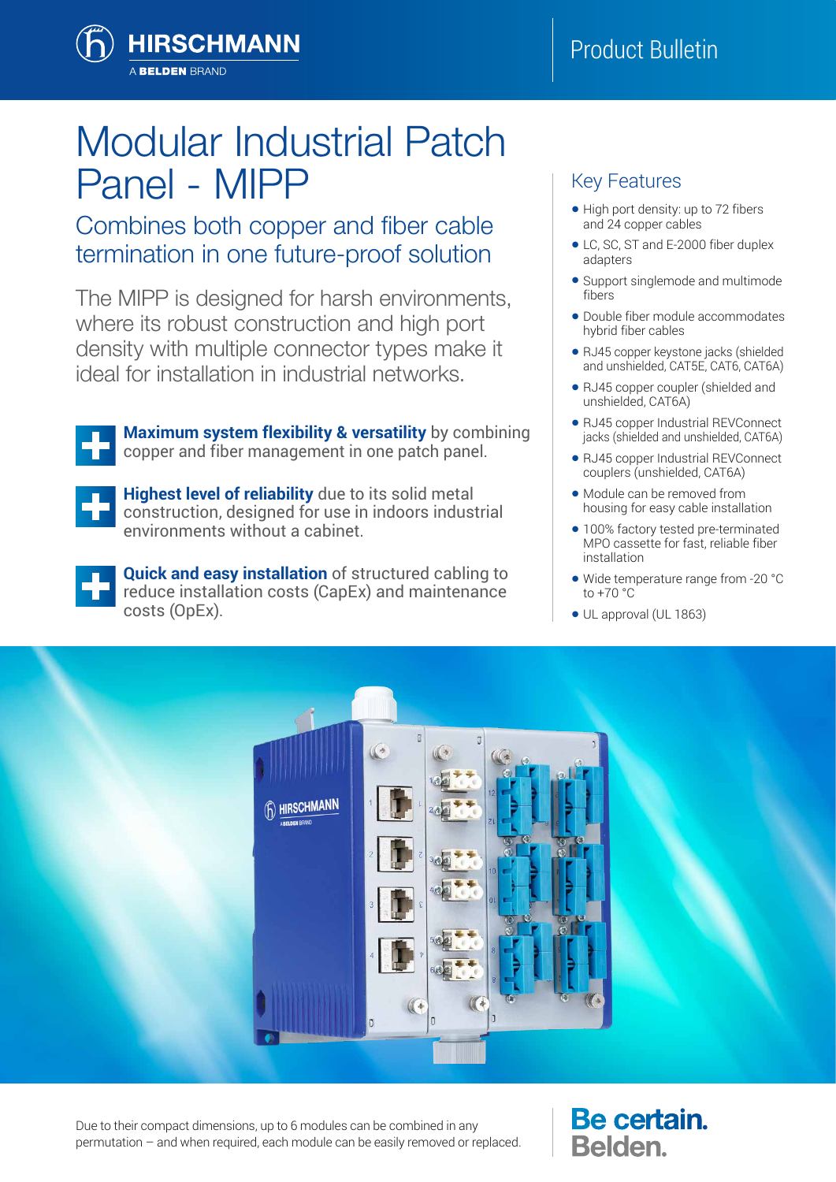# Modular Industrial Patch Panel - MIPP

## Combines both copper and fiber cable termination in one future-proof solution

The MIPP is designed for harsh environments, where its robust construction and high port density with multiple connector types make it ideal for installation in industrial networks.

- **Maximum system flexibility & versatility** by combining copper and fiber management in one patch panel.
- **Highest level of reliability** due to its solid metal construction, designed for use in indoors industrial environments without a cabinet.
- **Quick and easy installation** of structured cabling to reduce installation costs (CapEx) and maintenance costs (OpEx).

## Key Features

- High port density: up to 72 fibers and 24 copper cables
- LC, SC, ST and E-2000 fiber duplex adapters
- Support singlemode and multimode fibers
- Double fiber module accommodates hybrid fiber cables
- RJ45 copper keystone jacks (shielded and unshielded, CAT5E, CAT6, CAT6A)
- RJ45 copper coupler (shielded and unshielded, CAT6A)
- RJ45 copper Industrial REVConnect jacks (shielded and unshielded, CAT6A)
- RJ45 copper Industrial REVConnect couplers (unshielded, CAT6A)
- Module can be removed from housing for easy cable installation
- 100% factory tested pre-terminated MPO cassette for fast, reliable fiber installation
- Wide temperature range from -20 °C to +70 °C
- UL approval (UL 1863)

Due to their compact dimensions, up to 6 modules can be combined in any permutation – and when required, each module can be easily removed or replaced.

Be certain.
Belden.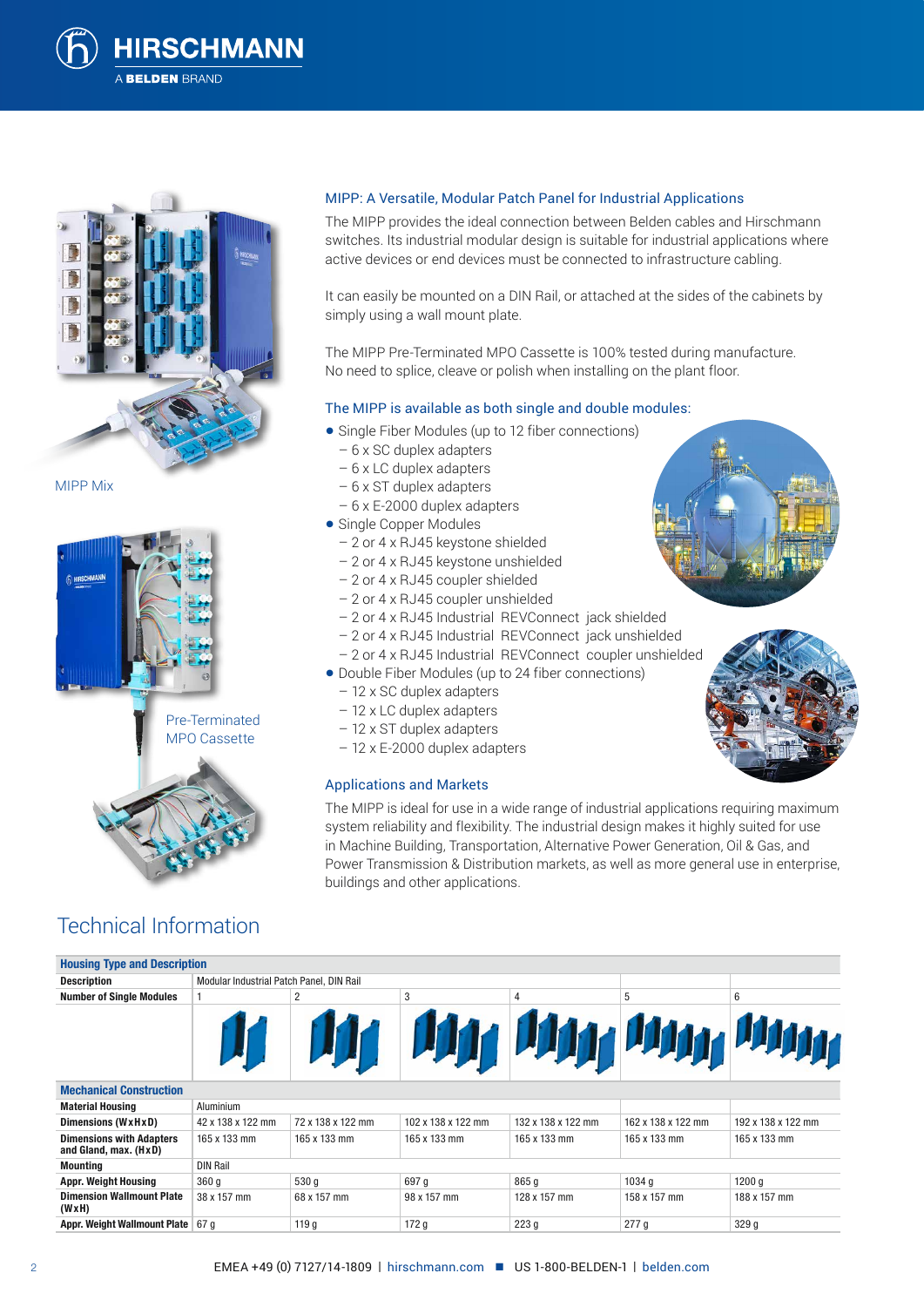MIPP Mix

Pre-Terminated MPO Cassette

### MIPP: A Versatile, Modular Patch Panel for Industrial Applications

The MIPP provides the ideal connection between Belden cables and Hirschmann switches. Its industrial modular design is suitable for industrial applications where active devices or end devices must be connected to infrastructure cabling.

It can easily be mounted on a DIN Rail, or attached at the sides of the cabinets by simply using a wall mount plate.

The MIPP Pre-Terminated MPO Cassette is 100% tested during manufacture. No need to splice, cleave or polish when installing on the plant floor.

### The MIPP is available as both single and double modules:

- Single Fiber Modules (up to 12 fiber connections)
  - 6 x SC duplex adapters
  - 6 x LC duplex adapters
  - 6 x ST duplex adapters
  - 6 x E-2000 duplex adapters
- Single Copper Modules
  - 2 or 4 x RJ45 keystone shielded
  - 2 or 4 x RJ45 keystone unshielded
  - 2 or 4 x RJ45 coupler shielded
  - 2 or 4 x RJ45 coupler unshielded
  - 2 or 4 x RJ45 Industrial REVConnect jack shielded
  - 2 or 4 x RJ45 Industrial REVConnect jack unshielded
  - 2 or 4 x RJ45 Industrial REVConnect coupler unshielded
- Double Fiber Modules (up to 24 fiber connections)
  - 12 x SC duplex adapters
  - 12 x LC duplex adapters
  - 12 x ST duplex adapters
  - 12 x E-2000 duplex adapters

### Applications and Markets

The MIPP is ideal for use in a wide range of industrial applications requiring maximum system reliability and flexibility. The industrial design makes it highly suited for use in Machine Building, Transportation, Alternative Power Generation, Oil & Gas, and Power Transmission & Distribution markets, as well as more general use in enterprise, buildings and other applications.

## Technical Information

| **Housing Type and Description** | | | | | | |
|---|---|---|---|---|---|---|
| **Description** | Modular Industrial Patch Panel, DIN Rail | | | | | |
| **Number of Single Modules** | 1 | 2 | 3 | 4 | 5 | 6 |
| **Mechanical Construction** | | | | | | |
| **Material Housing** | Aluminium | | | | | |
| **Dimensions (WxHxD)** | 42 x 138 x 122 mm | 72 x 138 x 122 mm | 102 x 138 x 122 mm | 132 x 138 x 122 mm | 162 x 138 x 122 mm | 192 x 138 x 122 mm |
| **Dimensions with Adapters and Gland, max. (HxD)** | 165 x 133 mm | 165 x 133 mm | 165 x 133 mm | 165 x 133 mm | 165 x 133 mm | 165 x 133 mm |
| **Mounting** | DIN Rail | | | | | |
| **Appr. Weight Housing** | 360 g | 530 g | 697 g | 865 g | 1034 g | 1200 g |
| **Dimension Wallmount Plate (WxH)** | 38 x 157 mm | 68 x 157 mm | 98 x 157 mm | 128 x 157 mm | 158 x 157 mm | 188 x 157 mm |
| **Appr. Weight Wallmount Plate** | 67 g | 119 g | 172 g | 223 g | 277 g | 329 g |

EMEA +49 (0) 7127/14-1809 | hirschmann.com ■ US 1-800-BELDEN-1 | belden.com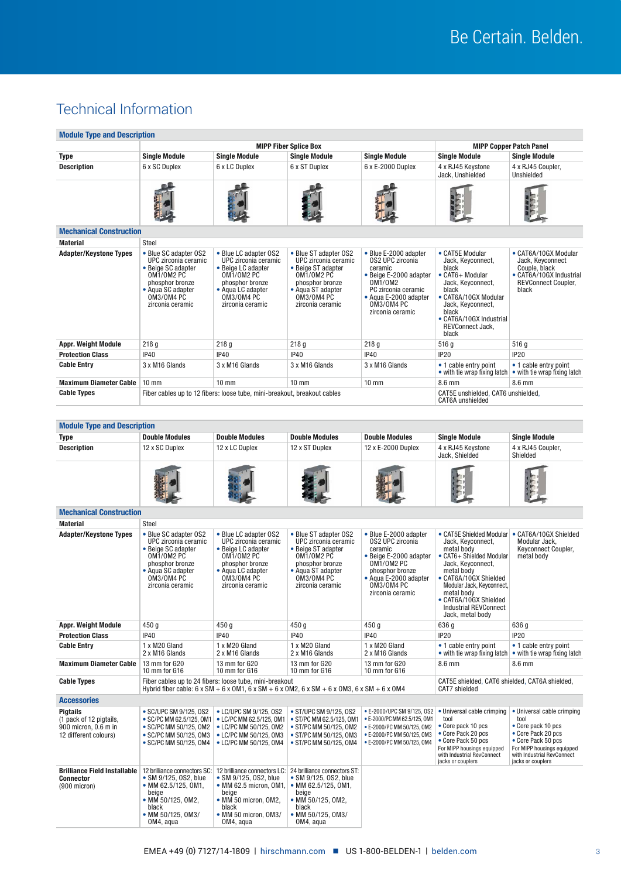# Technical Information

| Module Type and Description | MIPP Fiber Splice Box | | | | MIPP Copper Patch Panel | |
|---|---|---|---|---|---|---|
| **Type** | **Single Module** | **Single Module** | **Single Module** | **Single Module** | **Single Module** | **Single Module** |
| **Description** | 6 x SC Duplex | 6 x LC Duplex | 6 x ST Duplex | 6 x E-2000 Duplex | 4 x RJ45 Keystone Jack, Unshielded | 4 x RJ45 Coupler, Unshielded |
| **Mechanical Construction** | | | | | | |
| **Material** | Steel | | | | | |
| **Adapter/Keystone Types** | • Blue SC adapter OS2 UPC zirconia ceramic • Beige SC adapter OM1/OM2 PC phosphor bronze • Aqua SC adapter OM3/OM4 PC zirconia ceramic | • Blue LC adapter OS2 UPC zirconia ceramic • Beige LC adapter OM1/OM2 PC phosphor bronze • Aqua LC adapter OM3/OM4 PC zirconia ceramic | • Blue ST adapter OS2 UPC zirconia ceramic • Beige ST adapter OM1/OM2 PC phosphor bronze • Aqua ST adapter OM3/OM4 PC zirconia ceramic | • Blue E-2000 adapter OS2 UPC zirconia ceramic • Beige E-2000 adapter OM1/OM2 PC zirconia ceramic • Aqua E-2000 adapter OM3/OM4 PC zirconia ceramic | • CAT5E Modular Jack, Keyconnect, black • CAT6+ Modular Jack, Keyconnect, black • CAT6A/10GX Modular Jack, Keyconnect, black • CAT6A/10GX Industrial REVConnect Jack, black | • CAT6A/10GX Modular Jack, Keyconnect Couple, black • CAT6A/10GX Industrial REVConnect Coupler, black |
| **Appr. Weight Module** | 218 g | 218 g | 218 g | 218 g | 516 g | 516 g |
| **Protection Class** | IP40 | IP40 | IP40 | IP40 | IP20 | IP20 |
| **Cable Entry** | 3 x M16 Glands | 3 x M16 Glands | 3 x M16 Glands | 3 x M16 Glands | • 1 cable entry point • with tie wrap fixing latch | • 1 cable entry point • with tie wrap fixing latch |
| **Maximum Diameter Cable** | 10 mm | 10 mm | 10 mm | 10 mm | 8.6 mm | 8.6 mm |
| **Cable Types** | Fiber cables up to 12 fibers: loose tube, mini-breakout, breakout cables | | | | CAT5E unshielded, CAT6 unshielded, CAT6A unshielded | |

| Module Type and Description | | | | | | |
|---|---|---|---|---|---|---|
| **Type** | **Double Modules** | **Double Modules** | **Double Modules** | **Double Modules** | **Single Module** | **Single Module** |
| **Description** | 12 x SC Duplex | 12 x LC Duplex | 12 x ST Duplex | 12 x E-2000 Duplex | 4 x RJ45 Keystone Jack, Shielded | 4 x RJ45 Coupler, Shielded |
| **Mechanical Construction** | | | | | | |
| **Material** | Steel | | | | | |
| **Adapter/Keystone Types** | • Blue SC adapter OS2 UPC zirconia ceramic • Beige SC adapter OM1/OM2 PC phosphor bronze • Aqua SC adapter OM3/OM4 PC zirconia ceramic | • Blue LC adapter OS2 UPC zirconia ceramic • Beige LC adapter OM1/OM2 PC phosphor bronze • Aqua LC adapter OM3/OM4 PC zirconia ceramic | • Blue ST adapter OS2 UPC zirconia ceramic • Beige ST adapter OM1/OM2 PC phosphor bronze • Aqua ST adapter OM3/OM4 PC zirconia ceramic | • Blue E-2000 adapter OS2 UPC zirconia ceramic • Beige E-2000 adapter OM1/OM2 PC phosphor bronze • Aqua E-2000 adapter OM3/OM4 PC zirconia ceramic | • CAT5E Shielded Modular Jack, Keyconnect, metal body • CAT6+ Shielded Modular Jack, Keyconnect, metal body • CAT6A/10GX Shielded Modular Jack, Keyconnect, metal body • CAT6A/10GX Shielded Industrial REVConnect Jack, metal body | • CAT6A/10GX Shielded Modular Jack, Keyconnect Coupler, metal body |
| **Appr. Weight Module** | 450 g | 450 g | 450 g | 450 g | 636 g | 636 g |
| **Protection Class** | IP40 | IP40 | IP40 | IP40 | IP20 | IP20 |
| **Cable Entry** | 1 x M20 Gland 2 x M16 Glands | 1 x M20 Gland 2 x M16 Glands | 1 x M20 Gland 2 x M16 Glands | 1 x M20 Gland 2 x M16 Glands | • 1 cable entry point • with tie wrap fixing latch | • 1 cable entry point • with tie wrap fixing latch |
| **Maximum Diameter Cable** | 13 mm for G20 10 mm for G16 | 13 mm for G20 10 mm for G16 | 13 mm for G20 10 mm for G16 | 13 mm for G20 10 mm for G16 | 8.6 mm | 8.6 mm |
| **Cable Types** | Fiber cables up to 24 fibers: loose tube, mini-breakout Hybrid fiber cable: 6 x SM + 6 x OM1, 6 x SM + 6 x OM2, 6 x SM + 6 x OM3, 6 x SM + 6 x OM4 | | | | CAT5E shielded, CAT6 shielded, CAT6A shielded, CAT7 shielded | |
| **Accessories** | | | | | | |
| **Pigtails** (1 pack of 12 pigtails, 900 micron, 0.6 m in 12 different colours) | • SC/UPC SM 9/125, OS2 • SC/PC MM 62.5/125, OM1 • SC/PC MM 50/125, OM2 • SC/PC MM 50/125, OM3 • SC/PC MM 50/125, OM4 | • LC/UPC SM 9/125, OS2 • LC/PC MM 62.5/125, OM1 • LC/PC MM 50/125, OM2 • LC/PC MM 50/125, OM3 • LC/PC MM 50/125, OM4 | • ST/UPC SM 9/125, OS2 • ST/PC MM 62.5/125, OM1 • ST/PC MM 50/125, OM2 • ST/PC MM 50/125, OM3 • ST/PC MM 50/125, OM4 | • E-2000/UPC SM 9/125, OS2 • E-2000/PC MM 62.5/125, OM1 • E-2000/PC MM 50/125, OM2 • E-2000/PC MM 50/125, OM3 • E-2000/PC MM 50/125, OM4 | • Universal cable crimping tool • Core pack 10 pcs • Core Pack 20 pcs • Core Pack 50 pcs For MIPP housings equipped with Industrial RevConnect jacks or couplers | • Universal cable crimping tool • Core pack 10 pcs • Core Pack 20 pcs • Core Pack 50 pcs For MIPP housings equipped with Industrial RevConnect jacks or couplers |
| **Brilliance Field Installable Connector** (900 micron) | 12 brilliance connectors SC: • SM 9/125, OS2, blue • MM 62.5/125, OM1, beige • MM 50/125, OM2, black • MM 50/125, OM3/ OM4, aqua | 12 brilliance connectors LC: • SM 9/125, OS2, blue • MM 62.5 micron, OM1, beige • MM 50 micron, OM2, black • MM 50 micron, OM3/ OM4, aqua | 24 brilliance connectors ST: • SM 9/125, OS2, blue • MM 62.5/125, OM1, beige • MM 50/125, OM2, black • MM 50/125, OM3/ OM4, aqua | | | |

EMEA +49 (0) 7127/14-1809 | hirschmann.com ■ US 1-800-BELDEN-1 | belden.com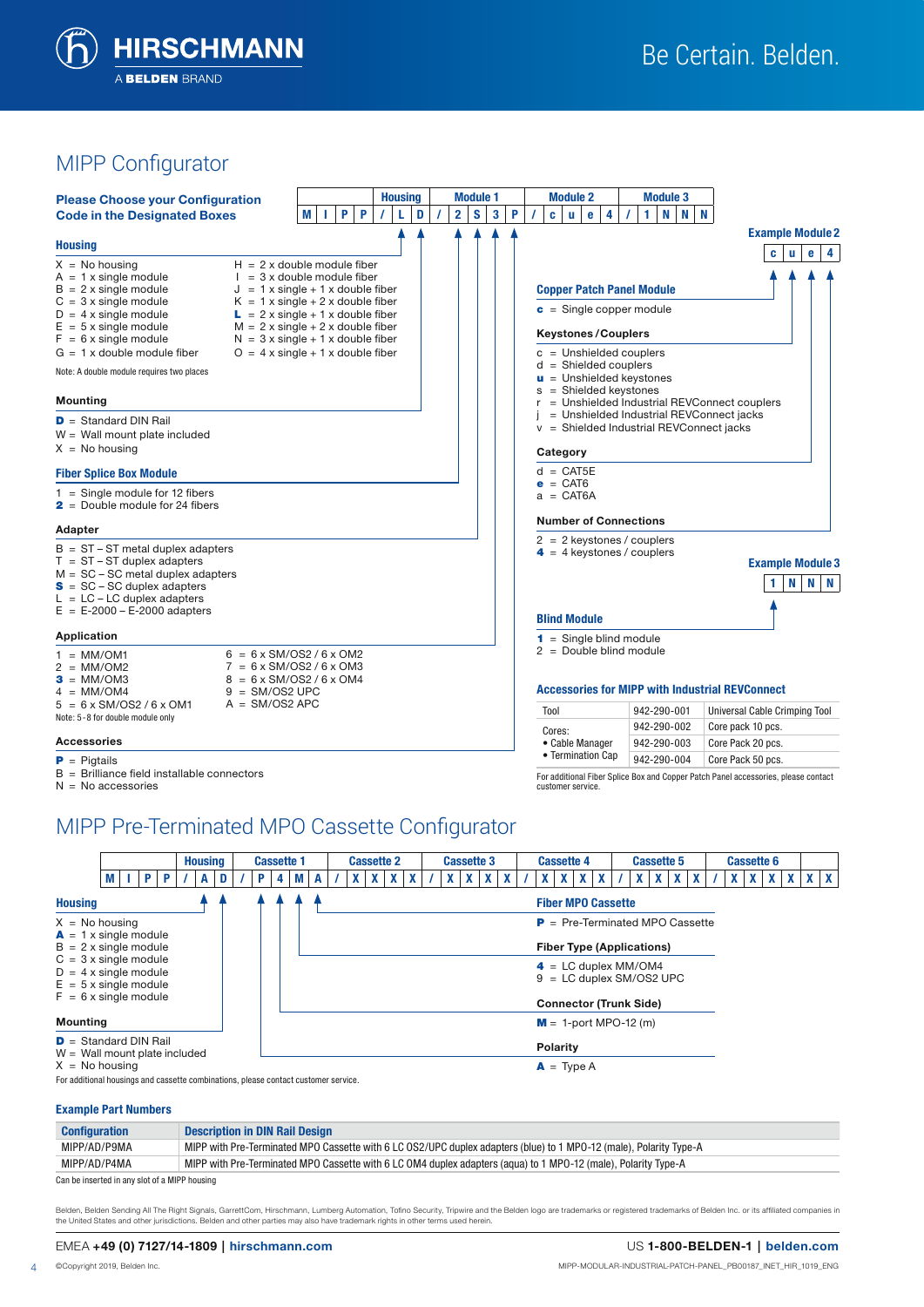# MIPP Configurator

**Please Choose your Configuration Code in the Designated Boxes**

| | | | | | | | | | | | | | | | | | | | | | | |
|---|---|---|---|---|---|---|---|---|---|---|---|---|---|---|---|---|---|---|---|---|---|---|
| | | | | | Housing | | | Module 1 | | | | | Module 2 | | | | | Module 3 | | | | |
| M | I | P | P | / | L | D | / | 2 | S | 3 | P | / | c | u | e | 4 | / | 1 | N | N | N | |

### Housing

- X = No housing
- A = 1 x single module
- B = 2 x single module
- C = 3 x single module
- D = 4 x single module
- E = 5 x single module
- F = 6 x single module
- G = 1 x double module fiber
- H = 2 x double module fiber
- I = 3 x double module fiber
- J = 1 x single + 1 x double fiber
- K = 1 x single + 2 x double fiber
- **L** = 2 x single + 1 x double fiber
- M = 2 x single + 2 x double fiber
- N = 3 x single + 1 x double fiber
- O = 4 x single + 1 x double fiber

Note: A double module requires two places

### Mounting

- **D** = Standard DIN Rail
- W = Wall mount plate included
- X = No housing

### Fiber Splice Box Module

- 1 = Single module for 12 fibers
- **2** = Double module for 24 fibers

### Adapter

- B = ST – ST metal duplex adapters
- T = ST – ST duplex adapters
- M = SC – SC metal duplex adapters
- **S** = SC – SC duplex adapters
- L = LC – LC duplex adapters
- E = E-2000 – E-2000 adapters

### Application

- 1 = MM/OM1
- 2 = MM/OM2
- **3** = MM/OM3
- 4 = MM/OM4
- 5 = 6 x SM/OS2 / 6 x OM1
- 6 = 6 x SM/OS2 / 6 x OM2
- 7 = 6 x SM/OS2 / 6 x OM3
- 8 = 6 x SM/OS2 / 6 x OM4
- 9 = SM/OS2 UPC
- A = SM/OS2 APC

Note: 5 - 8 for double module only

### Accessories

- **P** = Pigtails
- B = Brilliance field installable connectors
- N = No accessories

**Example Module 2**

| c | u | e | 4 |
|---|---|---|---|

### Copper Patch Panel Module

- **c** = Single copper module

### Keystones / Couplers

- c = Unshielded couplers
- d = Shielded couplers
- **u** = Unshielded keystones
- s = Shielded keystones
- r = Unshielded Industrial REVConnect couplers
- j = Unshielded Industrial REVConnect jacks
- v = Shielded Industrial REVConnect jacks

### Category

- d = CAT5E
- **e** = CAT6
- a = CAT6A

### Number of Connections

- 2 = 2 keystones / couplers
- **4** = 4 keystones / couplers

**Example Module 3**

| 1 | N | N | N |
|---|---|---|---|

### Blind Module

- **1** = Single blind module
- 2 = Double blind module

### Accessories for MIPP with Industrial REVConnect

| | | |
|---|---|---|
| Tool | 942-290-001 | Universal Cable Crimping Tool |
| Cores: • Cable Manager • Termination Cap | 942-290-002 | Core pack 10 pcs. |
| | 942-290-003 | Core Pack 20 pcs. |
| | 942-290-004 | Core Pack 50 pcs. |

For additional Fiber Splice Box and Copper Patch Panel accessories, please contact customer service.

# MIPP Pre-Terminated MPO Cassette Configurator

| | | | | | | | | | | | | | | | | | | | | | | | | | | | | | | | | | | | | | | | |
|---|---|---|---|---|---|---|---|---|---|---|---|---|---|---|---|---|---|---|---|---|---|---|---|---|---|---|---|---|---|---|---|---|---|---|---|---|---|---|---|
| | | | | | Housing | | | Cassette 1 | | | | | Cassette 2 | | | | | Cassette 3 | | | | | Cassette 4 | | | | | Cassette 5 | | | | | Cassette 6 | | | | | | |
| M | I | P | P | / | A | D | / | P | 4 | M | A | / | X | X | X | X | / | X | X | X | X | / | X | X | X | X | / | X | X | X | X | / | X | X | X | X | X | X | |

### Housing

- X = No housing
- **A** = 1 x single module
- B = 2 x single module
- C = 3 x single module
- D = 4 x single module
- E = 5 x single module
- F = 6 x single module

### Mounting

- **D** = Standard DIN Rail
- W = Wall mount plate included
- X = No housing

For additional housings and cassette combinations, please contact customer service.

### Fiber MPO Cassette

- **P** = Pre-Terminated MPO Cassette

### Fiber Type (Applications)

- **4** = LC duplex MM/OM4
- 9 = LC duplex SM/OS2 UPC

### Connector (Trunk Side)

- **M** = 1-port MPO-12 (m)

### Polarity

- **A** = Type A

### Example Part Numbers

| Configuration | Description in DIN Rail Design |
|---|---|
| MIPP/AD/P9MA | MIPP with Pre-Terminated MPO Cassette with 6 LC OS2/UPC duplex adapters (blue) to 1 MPO-12 (male), Polarity Type-A |
| MIPP/AD/P4MA | MIPP with Pre-Terminated MPO Cassette with 6 LC OM4 duplex adapters (aqua) to 1 MPO-12 (male), Polarity Type-A |

Can be inserted in any slot of a MIPP housing

Belden, Belden Sending All The Right Signals, GarrettCom, Hirschmann, Lumberg Automation, Tofino Security, Tripwire and the Belden logo are trademarks or registered trademarks of Belden Inc. or its affiliated companies in the United States and other jurisdictions. Belden and other parties may also have trademark rights in other terms used herein.

EMEA **+49 (0) 7127/14-1809** | **hirschmann.com**     US **1-800-BELDEN-1** | **belden.com**

©Copyright 2019, Belden Inc.     MIPP-MODULAR-INDUSTRIAL-PATCH-PANEL_PB00187_INET_HIR_1019_ENG